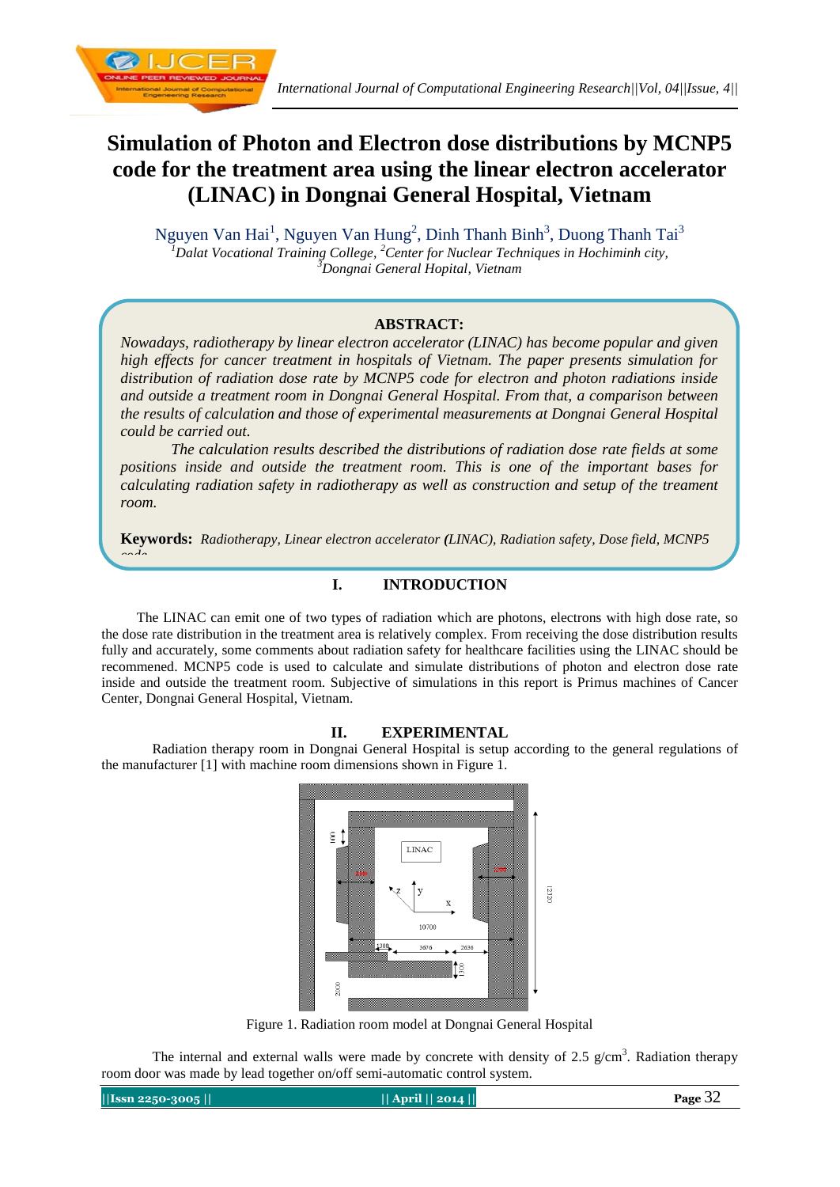# Simulation of Photon and Electron dose distributions by MCNP5 code for the treatment area using the linear electron accelerator (LINAC) in Dongnai General Hospital, Vietnam

Nguyen Van Hai[1], Nguyen Van Hung[2], Dinh Thanh Binh[3], Duong Thanh Tai[3]

[1]*Dalat Vocational Training College,* [2]*Center for Nuclear Techniques in Hochiminh city,* [3]*Dongnai General Hopital, Vietnam*

**ABSTRACT:**

*Nowadays, radiotherapy by linear electron accelerator (LINAC) has become popular and given high effects for cancer treatment in hospitals of Vietnam. The paper presents simulation for distribution of radiation dose rate by MCNP5 code for electron and photon radiations inside and outside a treatment room in Dongnai General Hospital. From that, a comparison between the results of calculation and those of experimental measurements at Dongnai General Hospital could be carried out.*

*The calculation results described the distributions of radiation dose rate fields at some positions inside and outside the treatment room. This is one of the important bases for calculating radiation safety in radiotherapy as well as construction and setup of the treament room.*

**Keywords:** *Radiotherapy, Linear electron accelerator* **(***LINAC), Radiation safety, Dose field, MCNP5 code*

## I. INTRODUCTION

The LINAC can emit one of two types of radiation which are photons, electrons with high dose rate, so the dose rate distribution in the treatment area is relatively complex. From receiving the dose distribution results fully and accurately, some comments about radiation safety for healthcare facilities using the LINAC should be recommened. MCNP5 code is used to calculate and simulate distributions of photon and electron dose rate inside and outside the treatment room. Subjective of simulations in this report is Primus machines of Cancer Center, Dongnai General Hospital, Vietnam.

## II. EXPERIMENTAL

Radiation therapy room in Dongnai General Hospital is setup according to the general regulations of the manufacturer [1] with machine room dimensions shown in Figure 1.

Figure 1. Radiation room model at Dongnai General Hospital

The internal and external walls were made by concrete with density of 2.5 g/cm$^3$. Radiation therapy room door was made by lead together on/off semi-automatic control system.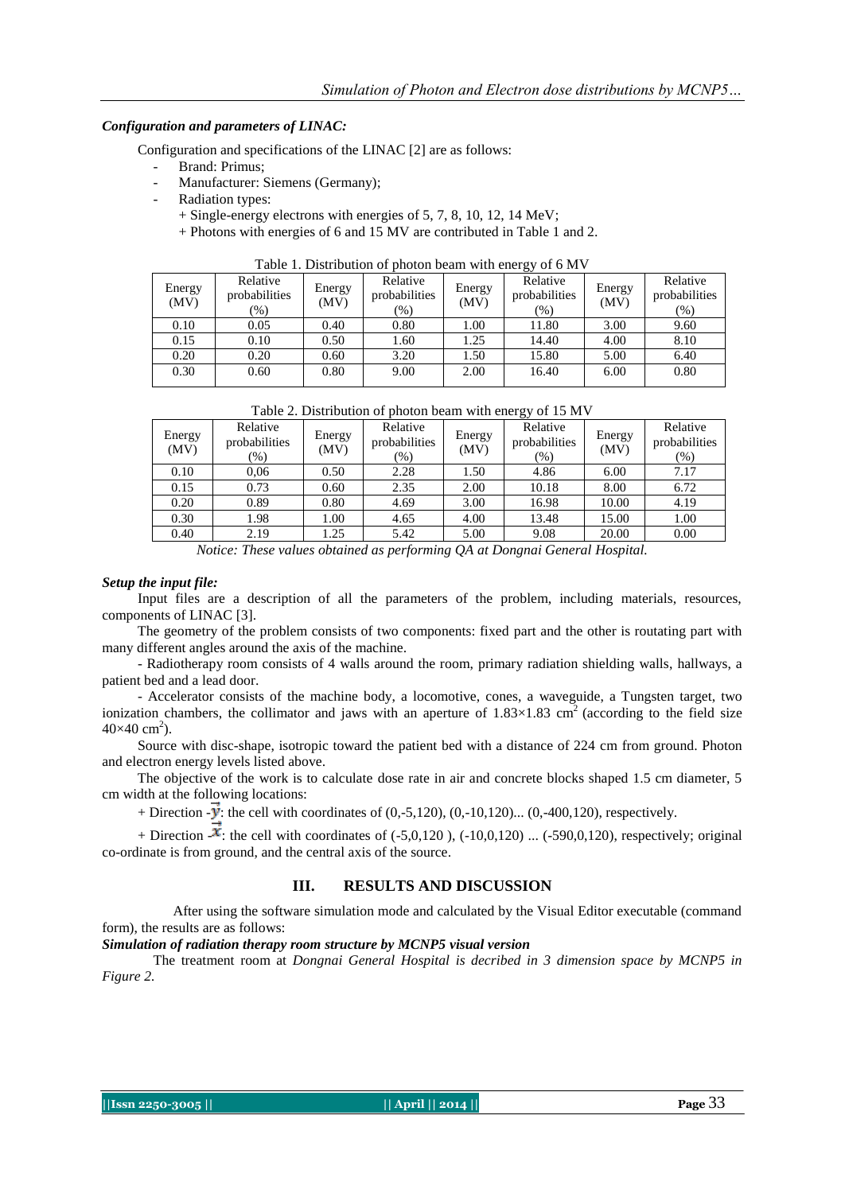### *Configuration and parameters of LINAC:*

Configuration and specifications of the LINAC [2] are as follows:

- Brand: Primus;
- Manufacturer: Siemens (Germany);
- Radiation types:
  + Single-energy electrons with energies of 5, 7, 8, 10, 12, 14 MeV;
  + Photons with energies of 6 and 15 MV are contributed in Table 1 and 2.

Table 1. Distribution of photon beam with energy of 6 MV

| Energy (MV) | Relative probabilities (%) | Energy (MV) | Relative probabilities (%) | Energy (MV) | Relative probabilities (%) | Energy (MV) | Relative probabilities (%) |
|---|---|---|---|---|---|---|---|
| 0.10 | 0.05 | 0.40 | 0.80 | 1.00 | 11.80 | 3.00 | 9.60 |
| 0.15 | 0.10 | 0.50 | 1.60 | 1.25 | 14.40 | 4.00 | 8.10 |
| 0.20 | 0.20 | 0.60 | 3.20 | 1.50 | 15.80 | 5.00 | 6.40 |
| 0.30 | 0.60 | 0.80 | 9.00 | 2.00 | 16.40 | 6.00 | 0.80 |

Table 2. Distribution of photon beam with energy of 15 MV

| Energy (MV) | Relative probabilities (%) | Energy (MV) | Relative probabilities (%) | Energy (MV) | Relative probabilities (%) | Energy (MV) | Relative probabilities (%) |
|---|---|---|---|---|---|---|---|
| 0.10 | 0,06 | 0.50 | 2.28 | 1.50 | 4.86 | 6.00 | 7.17 |
| 0.15 | 0.73 | 0.60 | 2.35 | 2.00 | 10.18 | 8.00 | 6.72 |
| 0.20 | 0.89 | 0.80 | 4.69 | 3.00 | 16.98 | 10.00 | 4.19 |
| 0.30 | 1.98 | 1.00 | 4.65 | 4.00 | 13.48 | 15.00 | 1.00 |
| 0.40 | 2.19 | 1.25 | 5.42 | 5.00 | 9.08 | 20.00 | 0.00 |

*Notice: These values obtained as performing QA at Dongnai General Hospital.*

### *Setup the input file:*

Input files are a description of all the parameters of the problem, including materials, resources, components of LINAC [3].

The geometry of the problem consists of two components: fixed part and the other is routating part with many different angles around the axis of the machine.

- Radiotherapy room consists of 4 walls around the room, primary radiation shielding walls, hallways, a patient bed and a lead door.

- Accelerator consists of the machine body, a locomotive, cones, a waveguide, a Tungsten target, two ionization chambers, the collimator and jaws with an aperture of $1.83 \times 1.83$ cm$^2$ (according to the field size $40 \times 40$ cm$^2$).

Source with disc-shape, isotropic toward the patient bed with a distance of 224 cm from ground. Photon and electron energy levels listed above.

The objective of the work is to calculate dose rate in air and concrete blocks shaped 1.5 cm diameter, 5 cm width at the following locations:

+ Direction $-\vec{y}$: the cell with coordinates of (0,-5,120), (0,-10,120)... (0,-400,120), respectively.

+ Direction $-\vec{x}$: the cell with coordinates of (-5,0,120 ), (-10,0,120) ... (-590,0,120), respectively; original co-ordinate is from ground, and the central axis of the source.

## III. RESULTS AND DISCUSSION

After using the software simulation mode and calculated by the Visual Editor executable (command form), the results are as follows:

### *Simulation of radiation therapy room structure by MCNP5 visual version*

The treatment room at *Dongnai General Hospital is decribed in 3 dimension space by MCNP5 in Figure 2.*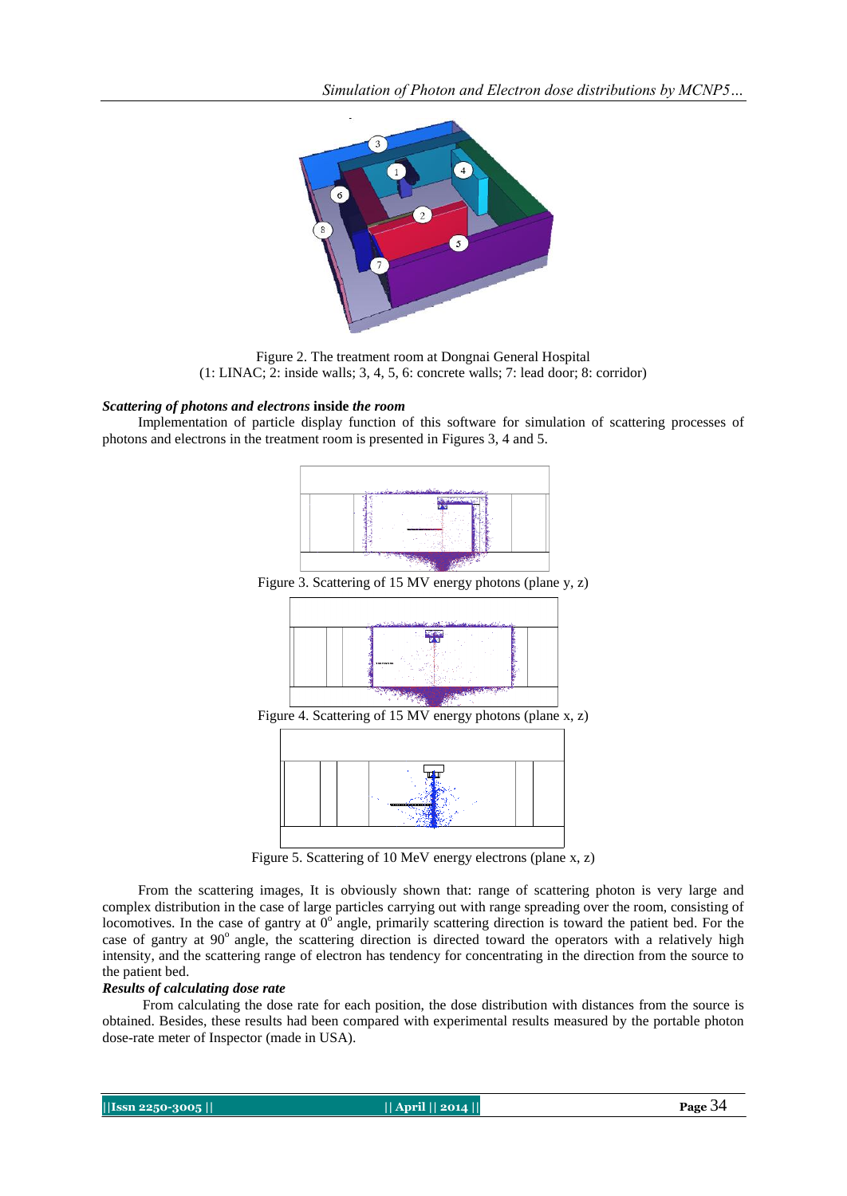Figure 2. The treatment room at Dongnai General Hospital
(1: LINAC; 2: inside walls; 3, 4, 5, 6: concrete walls; 7: lead door; 8: corridor)

***Scattering of photons and electrons* inside *the room***

Implementation of particle display function of this software for simulation of scattering processes of photons and electrons in the treatment room is presented in Figures 3, 4 and 5.

Figure 3. Scattering of 15 MV energy photons (plane y, z)

Figure 4. Scattering of 15 MV energy photons (plane x, z)

Figure 5. Scattering of 10 MeV energy electrons (plane x, z)

From the scattering images, It is obviously shown that: range of scattering photon is very large and complex distribution in the case of large particles carrying out with range spreading over the room, consisting of locomotives. In the case of gantry at $0^o$ angle, primarily scattering direction is toward the patient bed. For the case of gantry at $90^o$ angle, the scattering direction is directed toward the operators with a relatively high intensity, and the scattering range of electron has tendency for concentrating in the direction from the source to the patient bed.

***Results of calculating dose rate***

From calculating the dose rate for each position, the dose distribution with distances from the source is obtained. Besides, these results had been compared with experimental results measured by the portable photon dose-rate meter of Inspector (made in USA).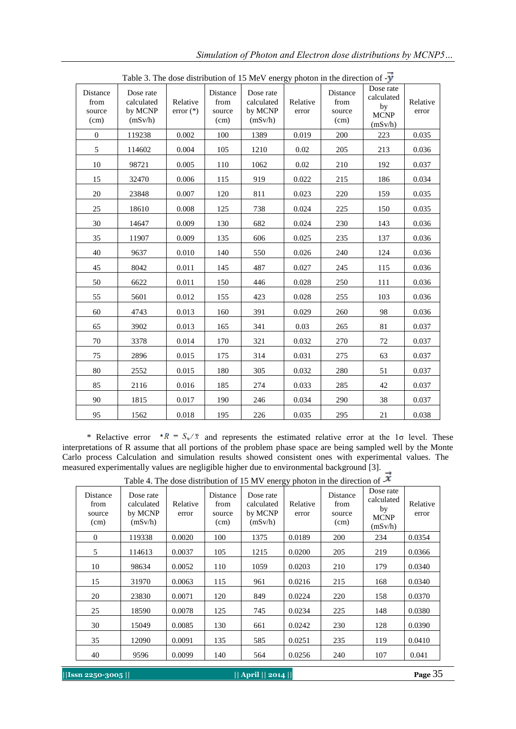Table 3. The dose distribution of 15 MeV energy photon in the direction of $-\vec{y}$

| Distance from source (cm) | Dose rate calculated by MCNP (mSv/h) | Relative error (*) | Distance from source (cm) | Dose rate calculated by MCNP (mSv/h) | Relative error | Distance from source (cm) | Dose rate calculated by MCNP (mSv/h) | Relative error |
|---|---|---|---|---|---|---|---|---|
| 0 | 119238 | 0.002 | 100 | 1389 | 0.019 | 200 | 223 | 0.035 |
| 5 | 114602 | 0.004 | 105 | 1210 | 0.02 | 205 | 213 | 0.036 |
| 10 | 98721 | 0.005 | 110 | 1062 | 0.02 | 210 | 192 | 0.037 |
| 15 | 32470 | 0.006 | 115 | 919 | 0.022 | 215 | 186 | 0.034 |
| 20 | 23848 | 0.007 | 120 | 811 | 0.023 | 220 | 159 | 0.035 |
| 25 | 18610 | 0.008 | 125 | 738 | 0.024 | 225 | 150 | 0.035 |
| 30 | 14647 | 0.009 | 130 | 682 | 0.024 | 230 | 143 | 0.036 |
| 35 | 11907 | 0.009 | 135 | 606 | 0.025 | 235 | 137 | 0.036 |
| 40 | 9637 | 0.010 | 140 | 550 | 0.026 | 240 | 124 | 0.036 |
| 45 | 8042 | 0.011 | 145 | 487 | 0.027 | 245 | 115 | 0.036 |
| 50 | 6622 | 0.011 | 150 | 446 | 0.028 | 250 | 111 | 0.036 |
| 55 | 5601 | 0.012 | 155 | 423 | 0.028 | 255 | 103 | 0.036 |
| 60 | 4743 | 0.013 | 160 | 391 | 0.029 | 260 | 98 | 0.036 |
| 65 | 3902 | 0.013 | 165 | 341 | 0.03 | 265 | 81 | 0.037 |
| 70 | 3378 | 0.014 | 170 | 321 | 0.032 | 270 | 72 | 0.037 |
| 75 | 2896 | 0.015 | 175 | 314 | 0.031 | 275 | 63 | 0.037 |
| 80 | 2552 | 0.015 | 180 | 305 | 0.032 | 280 | 51 | 0.037 |
| 85 | 2116 | 0.016 | 185 | 274 | 0.033 | 285 | 42 | 0.037 |
| 90 | 1815 | 0.017 | 190 | 246 | 0.034 | 290 | 38 | 0.037 |
| 95 | 1562 | 0.018 | 195 | 226 | 0.035 | 295 | 21 | 0.038 |

\* Relactive error $*R = S_{\bar{x}}/\bar{x}$ and represents the estimated relative error at the 1σ level. These interpretations of R assume that all portions of the problem phase space are being sampled well by the Monte Carlo process Calculation and simulation results showed consistent ones with experimental values. The measured experimentally values are negligible higher due to environmental background [3].

Table 4. The dose distribution of 15 MV energy photon in the direction of $-\vec{x}$

| Distance from source (cm) | Dose rate calculated by MCNP (mSv/h) | Relative error | Distance from source (cm) | Dose rate calculated by MCNP (mSv/h) | Relative error | Distance from source (cm) | Dose rate calculated by MCNP (mSv/h) | Relative error |
|---|---|---|---|---|---|---|---|---|
| 0 | 119338 | 0.0020 | 100 | 1375 | 0.0189 | 200 | 234 | 0.0354 |
| 5 | 114613 | 0.0037 | 105 | 1215 | 0.0200 | 205 | 219 | 0.0366 |
| 10 | 98634 | 0.0052 | 110 | 1059 | 0.0203 | 210 | 179 | 0.0340 |
| 15 | 31970 | 0.0063 | 115 | 961 | 0.0216 | 215 | 168 | 0.0340 |
| 20 | 23830 | 0.0071 | 120 | 849 | 0.0224 | 220 | 158 | 0.0370 |
| 25 | 18590 | 0.0078 | 125 | 745 | 0.0234 | 225 | 148 | 0.0380 |
| 30 | 15049 | 0.0085 | 130 | 661 | 0.0242 | 230 | 128 | 0.0390 |
| 35 | 12090 | 0.0091 | 135 | 585 | 0.0251 | 235 | 119 | 0.0410 |
| 40 | 9596 | 0.0099 | 140 | 564 | 0.0256 | 240 | 107 | 0.041 |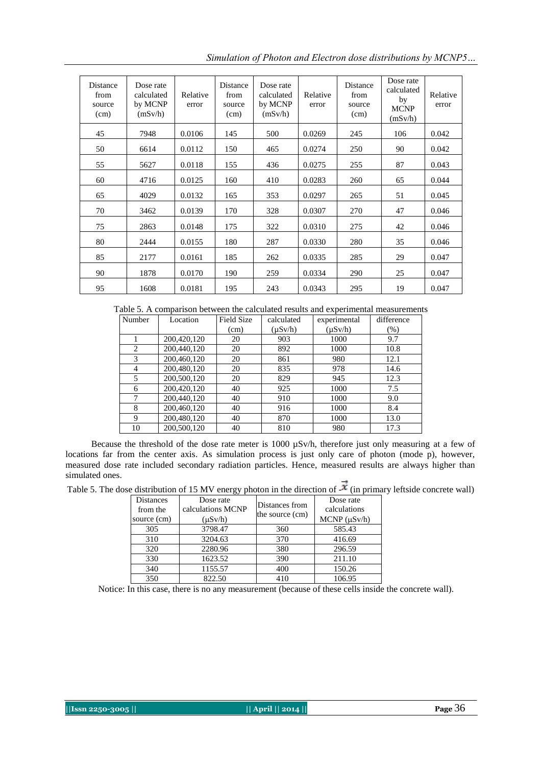| Distance from source (cm) | Dose rate calculated by MCNP (mSv/h) | Relative error | Distance from source (cm) | Dose rate calculated by MCNP (mSv/h) | Relative error | Distance from source (cm) | Dose rate calculated by MCNP (mSv/h) | Relative error |
|---|---|---|---|---|---|---|---|---|
| 45 | 7948 | 0.0106 | 145 | 500 | 0.0269 | 245 | 106 | 0.042 |
| 50 | 6614 | 0.0112 | 150 | 465 | 0.0274 | 250 | 90 | 0.042 |
| 55 | 5627 | 0.0118 | 155 | 436 | 0.0275 | 255 | 87 | 0.043 |
| 60 | 4716 | 0.0125 | 160 | 410 | 0.0283 | 260 | 65 | 0.044 |
| 65 | 4029 | 0.0132 | 165 | 353 | 0.0297 | 265 | 51 | 0.045 |
| 70 | 3462 | 0.0139 | 170 | 328 | 0.0307 | 270 | 47 | 0.046 |
| 75 | 2863 | 0.0148 | 175 | 322 | 0.0310 | 275 | 42 | 0.046 |
| 80 | 2444 | 0.0155 | 180 | 287 | 0.0330 | 280 | 35 | 0.046 |
| 85 | 2177 | 0.0161 | 185 | 262 | 0.0335 | 285 | 29 | 0.047 |
| 90 | 1878 | 0.0170 | 190 | 259 | 0.0334 | 290 | 25 | 0.047 |
| 95 | 1608 | 0.0181 | 195 | 243 | 0.0343 | 295 | 19 | 0.047 |

Table 5. A comparison between the calculated results and experimental measurements

| Number | Location | Field Size (cm) | calculated (μSv/h) | experimental (μSv/h) | difference (%) |
|---|---|---|---|---|---|
| 1 | 200,420,120 | 20 | 903 | 1000 | 9.7 |
| 2 | 200,440,120 | 20 | 892 | 1000 | 10.8 |
| 3 | 200,460,120 | 20 | 861 | 980 | 12.1 |
| 4 | 200,480,120 | 20 | 835 | 978 | 14.6 |
| 5 | 200,500,120 | 20 | 829 | 945 | 12.3 |
| 6 | 200,420,120 | 40 | 925 | 1000 | 7.5 |
| 7 | 200,440,120 | 40 | 910 | 1000 | 9.0 |
| 8 | 200,460,120 | 40 | 916 | 1000 | 8.4 |
| 9 | 200,480,120 | 40 | 870 | 1000 | 13.0 |
| 10 | 200,500,120 | 40 | 810 | 980 | 17.3 |

Because the threshold of the dose rate meter is 1000 μSv/h, therefore just only measuring at a few of locations far from the center axis. As simulation process is just only care of photon (mode p), however, measured dose rate included secondary radiation particles. Hence, measured results are always higher than simulated ones.

Table 5. The dose distribution of 15 MV energy photon in the direction of $-\vec{x}$ (in primary leftside concrete wall)

| Distances from the source (cm) | Dose rate calculations MCNP (μSv/h) | Distances from the source (cm) | Dose rate calculations MCNP (μSv/h) |
|---|---|---|---|
| 305 | 3798.47 | 360 | 585.43 |
| 310 | 3204.63 | 370 | 416.69 |
| 320 | 2280.96 | 380 | 296.59 |
| 330 | 1623.52 | 390 | 211.10 |
| 340 | 1155.57 | 400 | 150.26 |
| 350 | 822.50 | 410 | 106.95 |

Notice: In this case, there is no any measurement (because of these cells inside the concrete wall).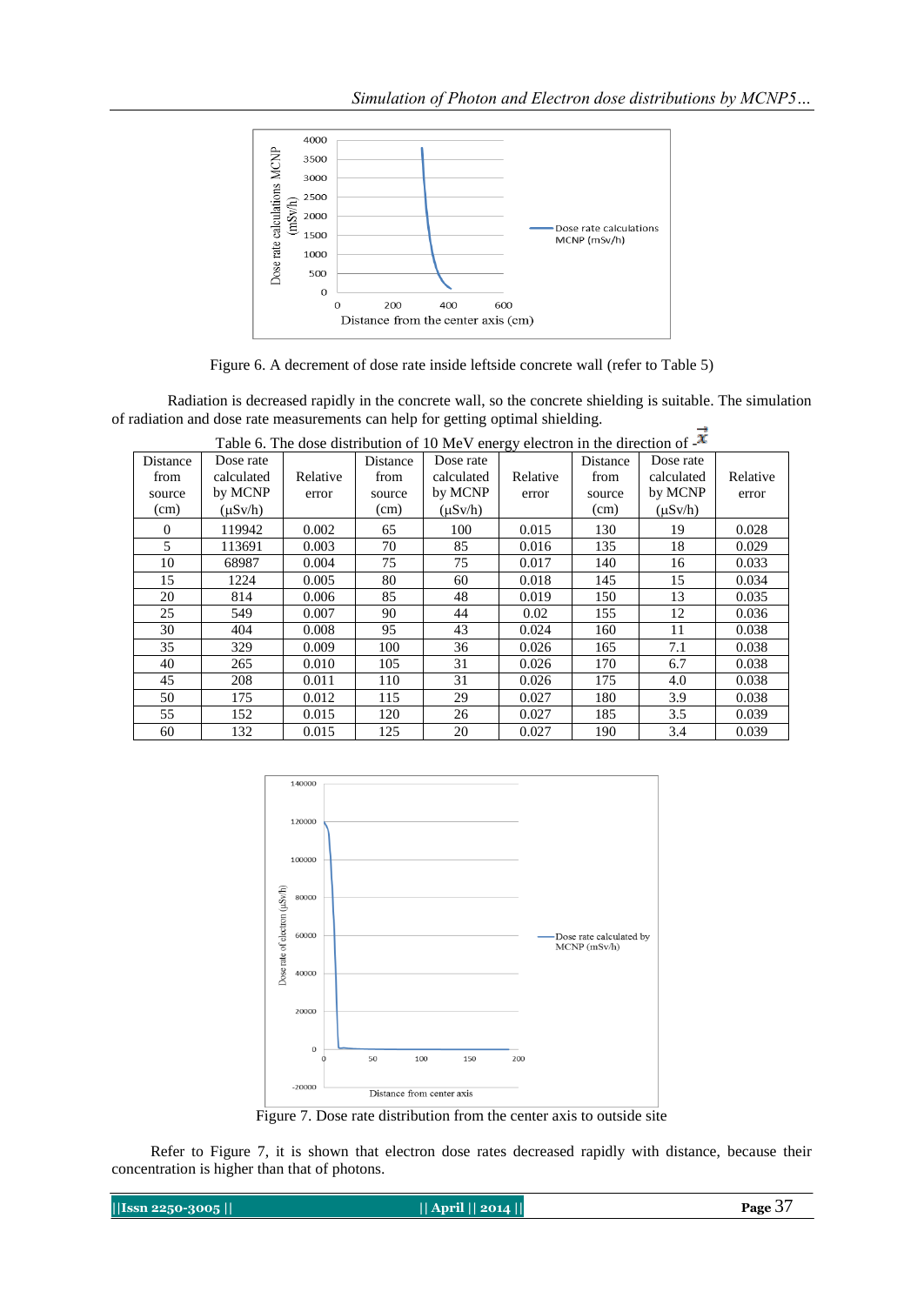Figure 6. A decrement of dose rate inside leftside concrete wall (refer to Table 5)

Radiation is decreased rapidly in the concrete wall, so the concrete shielding is suitable. The simulation of radiation and dose rate measurements can help for getting optimal shielding.

Table 6. The dose distribution of 10 MeV energy electron in the direction of $-\vec{x}$

| Distance from source (cm) | Dose rate calculated by MCNP (μSv/h) | Relative error | Distance from source (cm) | Dose rate calculated by MCNP (μSv/h) | Relative error | Distance from source (cm) | Dose rate calculated by MCNP (μSv/h) | Relative error |
|---|---|---|---|---|---|---|---|---|
| 0 | 119942 | 0.002 | 65 | 100 | 0.015 | 130 | 19 | 0.028 |
| 5 | 113691 | 0.003 | 70 | 85 | 0.016 | 135 | 18 | 0.029 |
| 10 | 68987 | 0.004 | 75 | 75 | 0.017 | 140 | 16 | 0.033 |
| 15 | 1224 | 0.005 | 80 | 60 | 0.018 | 145 | 15 | 0.034 |
| 20 | 814 | 0.006 | 85 | 48 | 0.019 | 150 | 13 | 0.035 |
| 25 | 549 | 0.007 | 90 | 44 | 0.02 | 155 | 12 | 0.036 |
| 30 | 404 | 0.008 | 95 | 43 | 0.024 | 160 | 11 | 0.038 |
| 35 | 329 | 0.009 | 100 | 36 | 0.026 | 165 | 7.1 | 0.038 |
| 40 | 265 | 0.010 | 105 | 31 | 0.026 | 170 | 6.7 | 0.038 |
| 45 | 208 | 0.011 | 110 | 31 | 0.026 | 175 | 4.0 | 0.038 |
| 50 | 175 | 0.012 | 115 | 29 | 0.027 | 180 | 3.9 | 0.038 |
| 55 | 152 | 0.015 | 120 | 26 | 0.027 | 185 | 3.5 | 0.039 |
| 60 | 132 | 0.015 | 125 | 20 | 0.027 | 190 | 3.4 | 0.039 |

Figure 7. Dose rate distribution from the center axis to outside site

Refer to Figure 7, it is shown that electron dose rates decreased rapidly with distance, because their concentration is higher than that of photons.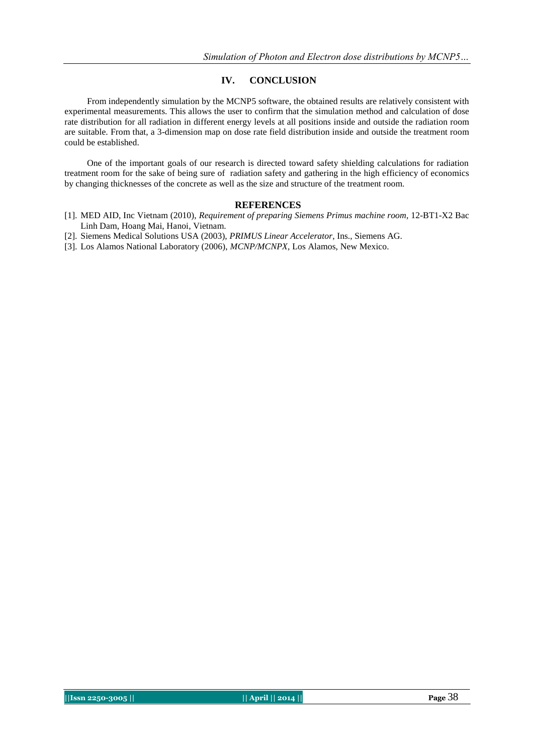## IV. CONCLUSION

From independently simulation by the MCNP5 software, the obtained results are relatively consistent with experimental measurements. This allows the user to confirm that the simulation method and calculation of dose rate distribution for all radiation in different energy levels at all positions inside and outside the radiation room are suitable. From that, a 3-dimension map on dose rate field distribution inside and outside the treatment room could be established.

One of the important goals of our research is directed toward safety shielding calculations for radiation treatment room for the sake of being sure of radiation safety and gathering in the high efficiency of economics by changing thicknesses of the concrete as well as the size and structure of the treatment room.

## REFERENCES

[1]. MED AID, Inc Vietnam (2010), *Requirement of preparing Siemens Primus machine room*, 12-BT1-X2 Bac Linh Dam, Hoang Mai, Hanoi, Vietnam.

[2]. Siemens Medical Solutions USA (2003), *PRIMUS Linear Accelerator*, Ins., Siemens AG.

[3]. Los Alamos National Laboratory (2006), *MCNP/MCNPX*, Los Alamos, New Mexico.